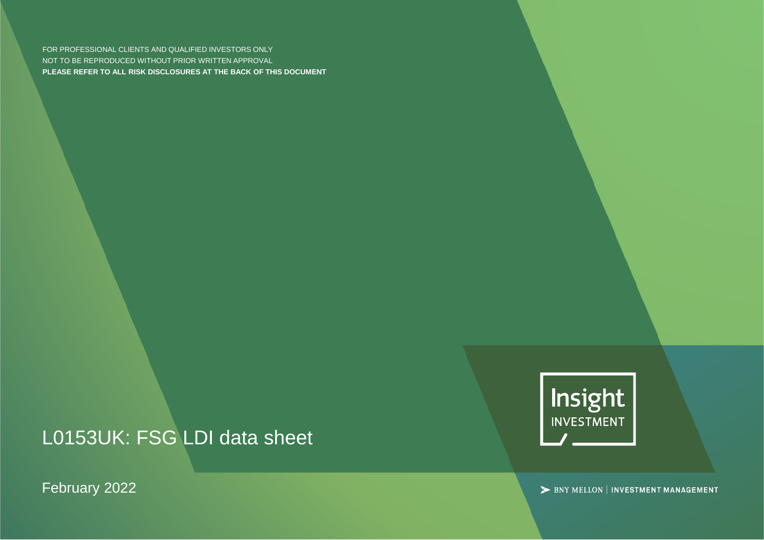FOR PROFESSIONAL CLIENTS AND QUALIFIED INVESTORS ONLY
NOT TO BE REPRODUCED WITHOUT PRIOR WRITTEN APPROVAL
**PLEASE REFER TO ALL RISK DISCLOSURES AT THE BACK OF THIS DOCUMENT**

# L0153UK: FSG LDI data sheet

February 2022

Insight INVESTMENT

BNY MELLON | INVESTMENT MANAGEMENT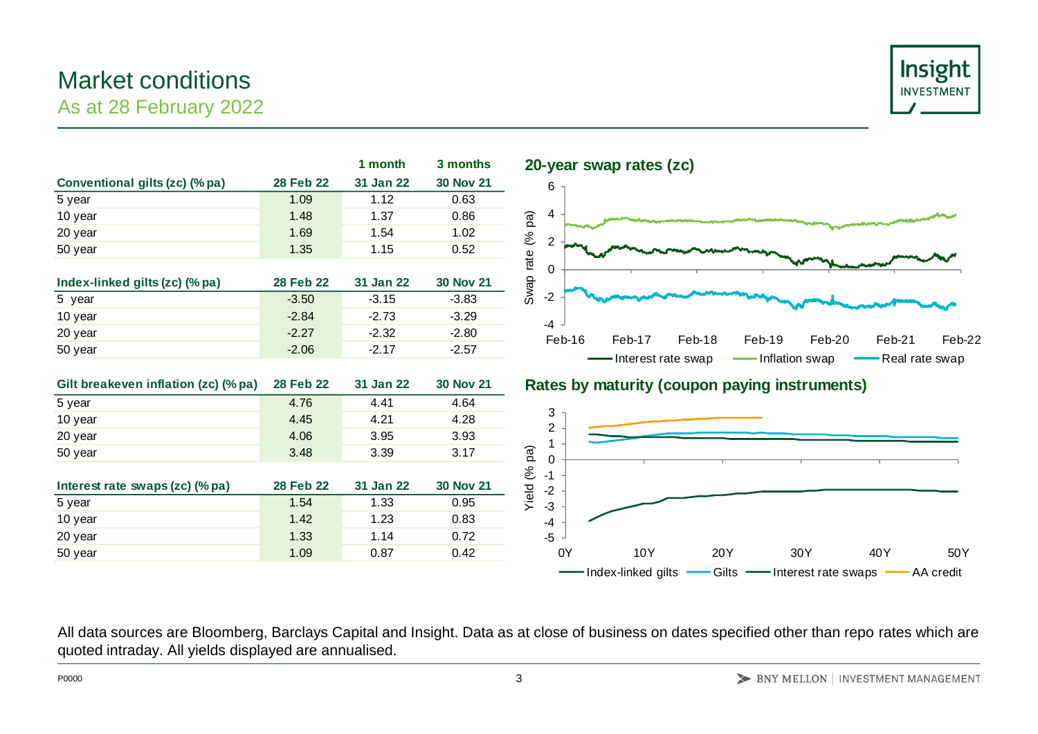# Market conditions

## As at 28 February 2022

| Conventional gilts (zc) (% pa) | 28 Feb 22 | 1 month 31 Jan 22 | 3 months 30 Nov 21 |
|---|---|---|---|
| 5 year | 1.09 | 1.12 | 0.63 |
| 10 year | 1.48 | 1.37 | 0.86 |
| 20 year | 1.69 | 1.54 | 1.02 |
| 50 year | 1.35 | 1.15 | 0.52 |

| Index-linked gilts (zc) (% pa) | 28 Feb 22 | 31 Jan 22 | 30 Nov 21 |
|---|---|---|---|
| 5 year | -3.50 | -3.15 | -3.83 |
| 10 year | -2.84 | -2.73 | -3.29 |
| 20 year | -2.27 | -2.32 | -2.80 |
| 50 year | -2.06 | -2.17 | -2.57 |

| Gilt breakeven inflation (zc) (% pa) | 28 Feb 22 | 31 Jan 22 | 30 Nov 21 |
|---|---|---|---|
| 5 year | 4.76 | 4.41 | 4.64 |
| 10 year | 4.45 | 4.21 | 4.28 |
| 20 year | 4.06 | 3.95 | 3.93 |
| 50 year | 3.48 | 3.39 | 3.17 |

| Interest rate swaps (zc) (% pa) | 28 Feb 22 | 31 Jan 22 | 30 Nov 21 |
|---|---|---|---|
| 5 year | 1.54 | 1.33 | 0.95 |
| 10 year | 1.42 | 1.23 | 0.83 |
| 20 year | 1.33 | 1.14 | 0.72 |
| 50 year | 1.09 | 0.87 | 0.42 |

### 20-year swap rates (zc)

Swap rate (% pa) — Interest rate swap, Inflation swap, Real rate swap (Feb-16 to Feb-22)

### Rates by maturity (coupon paying instruments)

Yield (% pa) — Index-linked gilts, Gilts, Interest rate swaps, AA credit (0Y to 50Y)

All data sources are Bloomberg, Barclays Capital and Insight. Data as at close of business on dates specified other than repo rates which are quoted intraday. All yields displayed are annualised.

P0000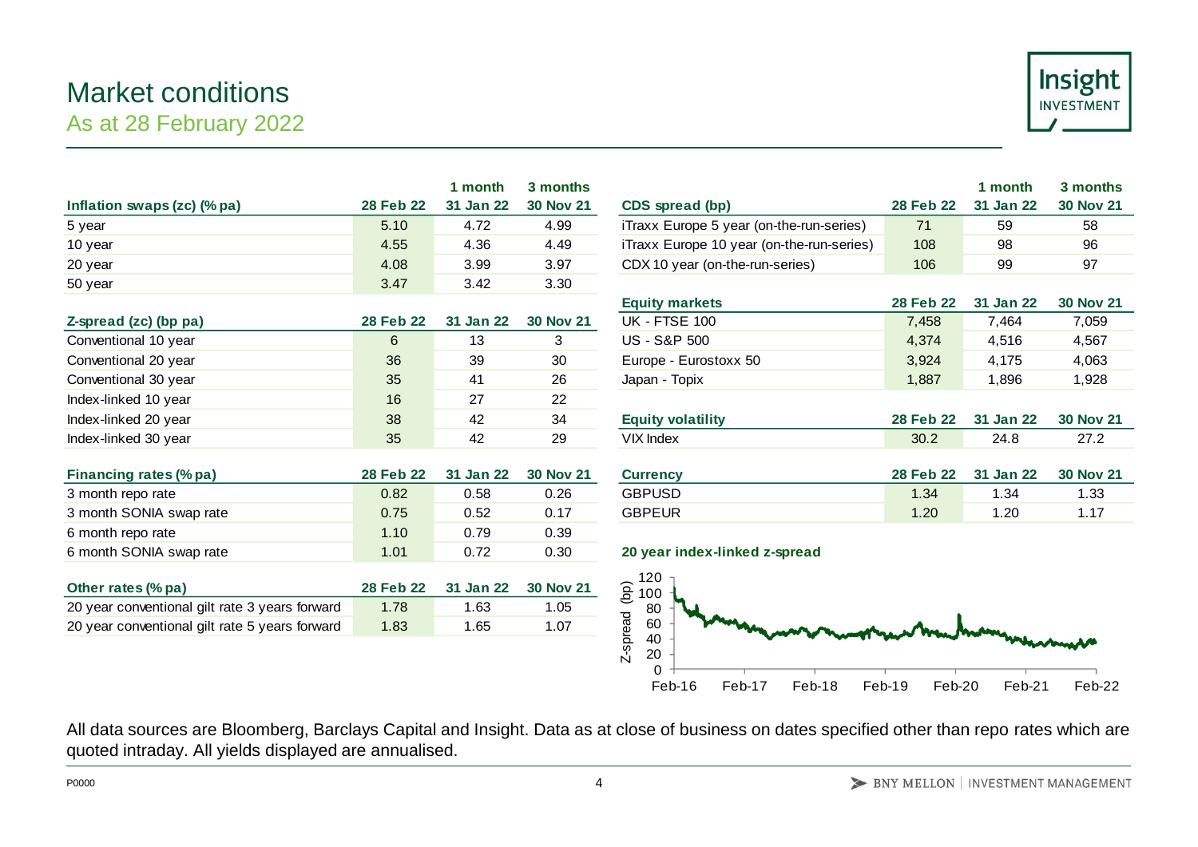# Market conditions

## As at 28 February 2022

| Inflation swaps (zc) (% pa) | 28 Feb 22 | 1 month 31 Jan 22 | 3 months 30 Nov 21 |
|---|---|---|---|
| 5 year | 5.10 | 4.72 | 4.99 |
| 10 year | 4.55 | 4.36 | 4.49 |
| 20 year | 4.08 | 3.99 | 3.97 |
| 50 year | 3.47 | 3.42 | 3.30 |

| Z-spread (zc) (bp pa) | 28 Feb 22 | 31 Jan 22 | 30 Nov 21 |
|---|---|---|---|
| Conventional 10 year | 6 | 13 | 3 |
| Conventional 20 year | 36 | 39 | 30 |
| Conventional 30 year | 35 | 41 | 26 |
| Index-linked 10 year | 16 | 27 | 22 |
| Index-linked 20 year | 38 | 42 | 34 |
| Index-linked 30 year | 35 | 42 | 29 |

| Financing rates (% pa) | 28 Feb 22 | 31 Jan 22 | 30 Nov 21 |
|---|---|---|---|
| 3 month repo rate | 0.82 | 0.58 | 0.26 |
| 3 month SONIA swap rate | 0.75 | 0.52 | 0.17 |
| 6 month repo rate | 1.10 | 0.79 | 0.39 |
| 6 month SONIA swap rate | 1.01 | 0.72 | 0.30 |

| Other rates (% pa) | 28 Feb 22 | 31 Jan 22 | 30 Nov 21 |
|---|---|---|---|
| 20 year conventional gilt rate 3 years forward | 1.78 | 1.63 | 1.05 |
| 20 year conventional gilt rate 5 years forward | 1.83 | 1.65 | 1.07 |

| CDS spread (bp) | 28 Feb 22 | 1 month 31 Jan 22 | 3 months 30 Nov 21 |
|---|---|---|---|
| iTraxx Europe 5 year (on-the-run-series) | 71 | 59 | 58 |
| iTraxx Europe 10 year (on-the-run-series) | 108 | 98 | 96 |
| CDX 10 year (on-the-run-series) | 106 | 99 | 97 |

| Equity markets | 28 Feb 22 | 31 Jan 22 | 30 Nov 21 |
|---|---|---|---|
| UK - FTSE 100 | 7,458 | 7,464 | 7,059 |
| US - S&P 500 | 4,374 | 4,516 | 4,567 |
| Europe - Eurostoxx 50 | 3,924 | 4,175 | 4,063 |
| Japan - Topix | 1,887 | 1,896 | 1,928 |

| Equity volatility | 28 Feb 22 | 31 Jan 22 | 30 Nov 21 |
|---|---|---|---|
| VIX Index | 30.2 | 24.8 | 27.2 |

| Currency | 28 Feb 22 | 31 Jan 22 | 30 Nov 21 |
|---|---|---|---|
| GBPUSD | 1.34 | 1.34 | 1.33 |
| GBPEUR | 1.20 | 1.20 | 1.17 |

**20 year index-linked z-spread**

All data sources are Bloomberg, Barclays Capital and Insight. Data as at close of business on dates specified other than repo rates which are quoted intraday. All yields displayed are annualised.

P0000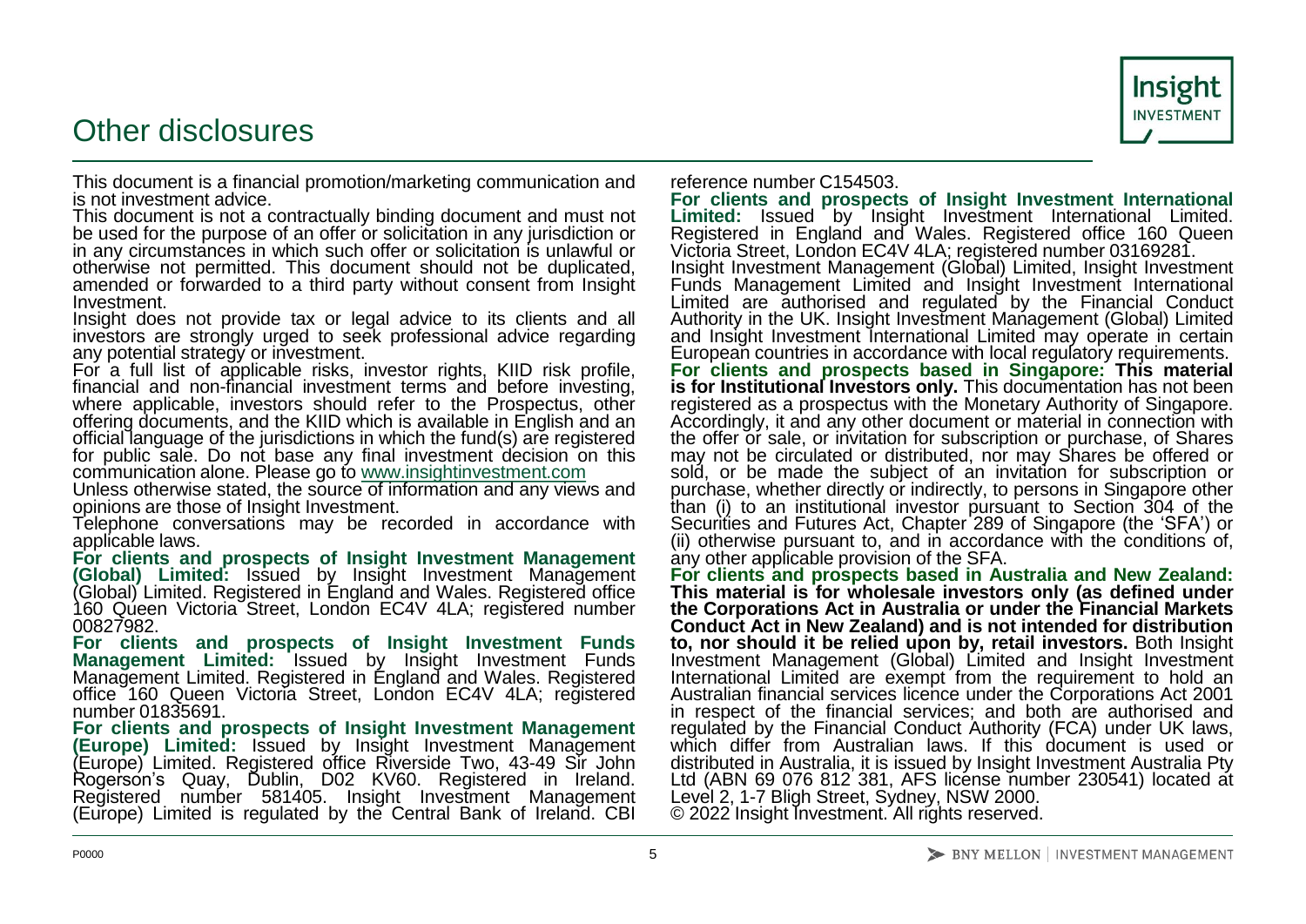# Other disclosures

This document is a financial promotion/marketing communication and is not investment advice.

This document is not a contractually binding document and must not be used for the purpose of an offer or solicitation in any jurisdiction or in any circumstances in which such offer or solicitation is unlawful or otherwise not permitted. This document should not be duplicated, amended or forwarded to a third party without consent from Insight Investment.

Insight does not provide tax or legal advice to its clients and all investors are strongly urged to seek professional advice regarding any potential strategy or investment.

For a full list of applicable risks, investor rights, KIID risk profile, financial and non-financial investment terms and before investing, where applicable, investors should refer to the Prospectus, other offering documents, and the KIID which is available in English and an official language of the jurisdictions in which the fund(s) are registered for public sale. Do not base any final investment decision on this communication alone. Please go to www.insightinvestment.com

Unless otherwise stated, the source of information and any views and opinions are those of Insight Investment.

Telephone conversations may be recorded in accordance with applicable laws.

**For clients and prospects of Insight Investment Management (Global) Limited:** Issued by Insight Investment Management (Global) Limited. Registered in England and Wales. Registered office 160 Queen Victoria Street, London EC4V 4LA; registered number 00827982.

**For clients and prospects of Insight Investment Funds Management Limited:** Issued by Insight Investment Funds Management Limited. Registered in England and Wales. Registered office 160 Queen Victoria Street, London EC4V 4LA; registered number 01835691.

**For clients and prospects of Insight Investment Management (Europe) Limited:** Issued by Insight Investment Management (Europe) Limited. Registered office Riverside Two, 43-49 Sir John Rogerson's Quay, Dublin, D02 KV60. Registered in Ireland. Registered number 581405. Insight Investment Management (Europe) Limited is regulated by the Central Bank of Ireland. CBI reference number C154503.

**For clients and prospects of Insight Investment International Limited:** Issued by Insight Investment International Limited. Registered in England and Wales. Registered office 160 Queen Victoria Street, London EC4V 4LA; registered number 03169281.

Insight Investment Management (Global) Limited, Insight Investment Funds Management Limited and Insight Investment International Limited are authorised and regulated by the Financial Conduct Authority in the UK. Insight Investment Management (Global) Limited and Insight Investment International Limited may operate in certain European countries in accordance with local regulatory requirements.

**For clients and prospects based in Singapore: This material is for Institutional Investors only.** This documentation has not been registered as a prospectus with the Monetary Authority of Singapore. Accordingly, it and any other document or material in connection with the offer or sale, or invitation for subscription or purchase, of Shares may not be circulated or distributed, nor may Shares be offered or sold, or be made the subject of an invitation for subscription or purchase, whether directly or indirectly, to persons in Singapore other than (i) to an institutional investor pursuant to Section 304 of the Securities and Futures Act, Chapter 289 of Singapore (the 'SFA') or (ii) otherwise pursuant to, and in accordance with the conditions of, any other applicable provision of the SFA.

**For clients and prospects based in Australia and New Zealand: This material is for wholesale investors only (as defined under the Corporations Act in Australia or under the Financial Markets Conduct Act in New Zealand) and is not intended for distribution to, nor should it be relied upon by, retail investors.** Both Insight Investment Management (Global) Limited and Insight Investment International Limited are exempt from the requirement to hold an Australian financial services licence under the Corporations Act 2001 in respect of the financial services; and both are authorised and regulated by the Financial Conduct Authority (FCA) under UK laws, which differ from Australian laws. If this document is used or distributed in Australia, it is issued by Insight Investment Australia Pty Ltd (ABN 69 076 812 381, AFS license number 230541) located at Level 2, 1-7 Bligh Street, Sydney, NSW 2000.

© 2022 Insight Investment. All rights reserved.

P0000